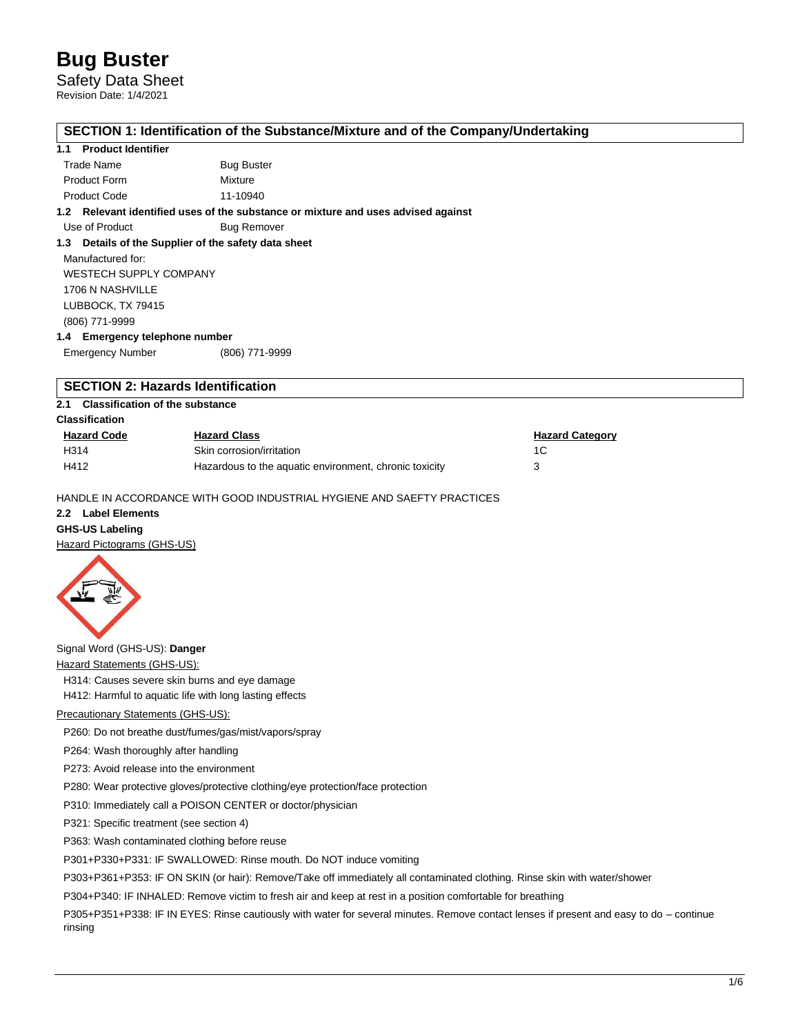# Bug Buster

Safety Data Sheet

Revision Date: 1/4/2021

## SECTION 1: Identification of the Substance/Mixture and of the Company/Undertaking

### 1.1 Product Identifier

| | |
|---|---|
| Trade Name | Bug Buster |
| Product Form | Mixture |
| Product Code | 11-10940 |

### 1.2 Relevant identified uses of the substance or mixture and uses advised against

| | |
|---|---|
| Use of Product | Bug Remover |

### 1.3 Details of the Supplier of the safety data sheet

Manufactured for:

WESTECH SUPPLY COMPANY

1706 N NASHVILLE

LUBBOCK, TX 79415

(806) 771-9999

### 1.4 Emergency telephone number

| | |
|---|---|
| Emergency Number | (806) 771-9999 |

## SECTION 2: Hazards Identification

### 2.1 Classification of the substance

**Classification**

| Hazard Code | Hazard Class | Hazard Category |
|---|---|---|
| H314 | Skin corrosion/irritation | 1C |
| H412 | Hazardous to the aquatic environment, chronic toxicity | 3 |

HANDLE IN ACCORDANCE WITH GOOD INDUSTRIAL HYGIENE AND SAEFTY PRACTICES

### 2.2 Label Elements

**GHS-US Labeling**

Hazard Pictograms (GHS-US)

Signal Word (GHS-US): **Danger**

Hazard Statements (GHS-US):

H314: Causes severe skin burns and eye damage

H412: Harmful to aquatic life with long lasting effects

Precautionary Statements (GHS-US):

P260: Do not breathe dust/fumes/gas/mist/vapors/spray

P264: Wash thoroughly after handling

P273: Avoid release into the environment

P280: Wear protective gloves/protective clothing/eye protection/face protection

P310: Immediately call a POISON CENTER or doctor/physician

P321: Specific treatment (see section 4)

P363: Wash contaminated clothing before reuse

P301+P330+P331: IF SWALLOWED: Rinse mouth. Do NOT induce vomiting

P303+P361+P353: IF ON SKIN (or hair): Remove/Take off immediately all contaminated clothing. Rinse skin with water/shower

P304+P340: IF INHALED: Remove victim to fresh air and keep at rest in a position comfortable for breathing

P305+P351+P338: IF IN EYES: Rinse cautiously with water for several minutes. Remove contact lenses if present and easy to do – continue rinsing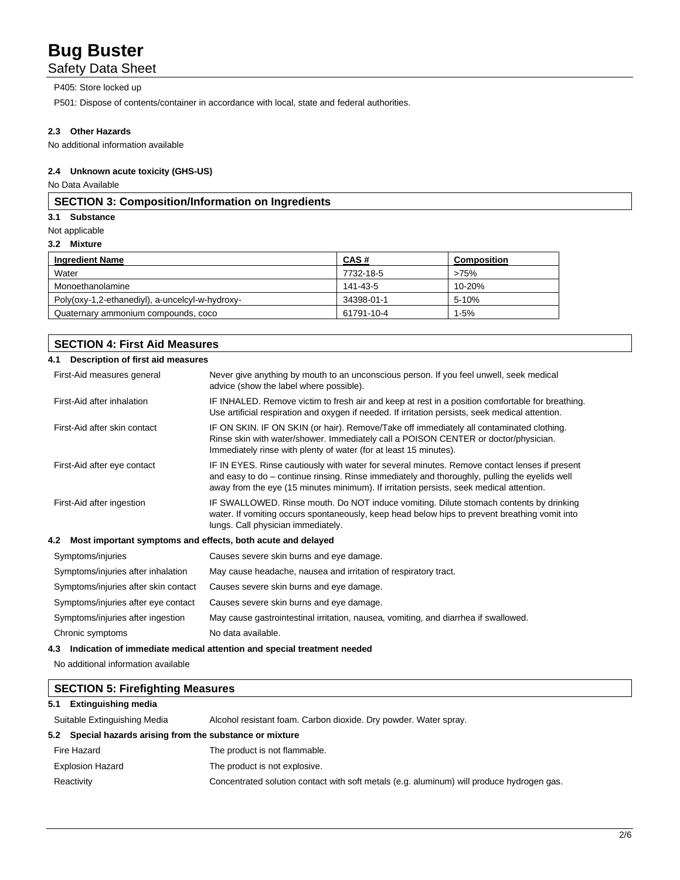P405: Store locked up

P501: Dispose of contents/container in accordance with local, state and federal authorities.

#### 2.3 Other Hazards

No additional information available

#### 2.4 Unknown acute toxicity (GHS-US)

No Data Available

## SECTION 3: Composition/Information on Ingredients

#### 3.1 Substance

Not applicable

#### 3.2 Mixture

| Ingredient Name | CAS # | Composition |
|---|---|---|
| Water | 7732-18-5 | >75% |
| Monoethanolamine | 141-43-5 | 10-20% |
| Poly(oxy-1,2-ethanediyl), a-uncelcyl-w-hydroxy- | 34398-01-1 | 5-10% |
| Quaternary ammonium compounds, coco | 61791-10-4 | 1-5% |

## SECTION 4: First Aid Measures

#### 4.1 Description of first aid measures

First-Aid measures general: Never give anything by mouth to an unconscious person. If you feel unwell, seek medical advice (show the label where possible).

First-Aid after inhalation: IF INHALED. Remove victim to fresh air and keep at rest in a position comfortable for breathing. Use artificial respiration and oxygen if needed. If irritation persists, seek medical attention.

First-Aid after skin contact: IF ON SKIN. IF ON SKIN (or hair). Remove/Take off immediately all contaminated clothing. Rinse skin with water/shower. Immediately call a POISON CENTER or doctor/physician. Immediately rinse with plenty of water (for at least 15 minutes).

First-Aid after eye contact: IF IN EYES. Rinse cautiously with water for several minutes. Remove contact lenses if present and easy to do – continue rinsing. Rinse immediately and thoroughly, pulling the eyelids well away from the eye (15 minutes minimum). If irritation persists, seek medical attention.

First-Aid after ingestion: IF SWALLOWED. Rinse mouth. Do NOT induce vomiting. Dilute stomach contents by drinking water. If vomiting occurs spontaneously, keep head below hips to prevent breathing vomit into lungs. Call physician immediately.

#### 4.2 Most important symptoms and effects, both acute and delayed

Symptoms/injuries: Causes severe skin burns and eye damage.

Symptoms/injuries after inhalation: May cause headache, nausea and irritation of respiratory tract.

Symptoms/injuries after skin contact: Causes severe skin burns and eye damage.

Symptoms/injuries after eye contact: Causes severe skin burns and eye damage.

Symptoms/injuries after ingestion: May cause gastrointestinal irritation, nausea, vomiting, and diarrhea if swallowed.

Chronic symptoms: No data available.

#### 4.3 Indication of immediate medical attention and special treatment needed

No additional information available

## SECTION 5: Firefighting Measures

#### 5.1 Extinguishing media

Suitable Extinguishing Media: Alcohol resistant foam. Carbon dioxide. Dry powder. Water spray.

#### 5.2 Special hazards arising from the substance or mixture

Fire Hazard: The product is not flammable.

Explosion Hazard: The product is not explosive.

Reactivity: Concentrated solution contact with soft metals (e.g. aluminum) will produce hydrogen gas.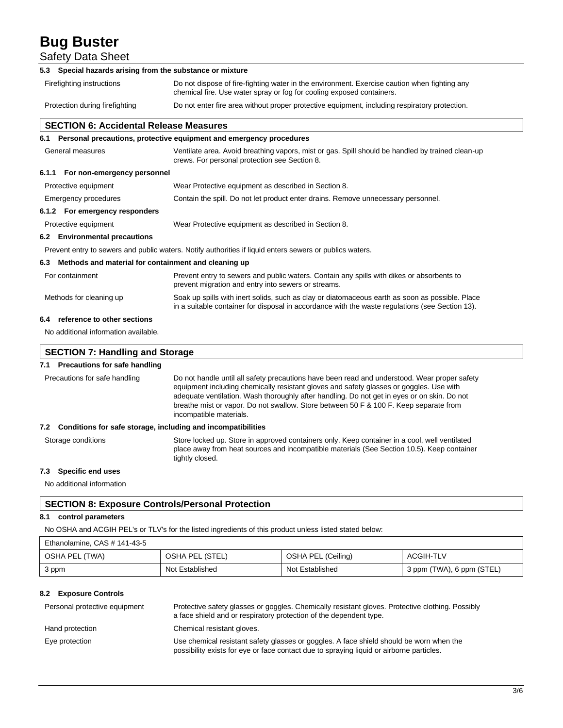#### 5.3 Special hazards arising from the substance or mixture

| | |
|---|---|
| Firefighting instructions | Do not dispose of fire-fighting water in the environment. Exercise caution when fighting any chemical fire. Use water spray or fog for cooling exposed containers. |
| Protection during firefighting | Do not enter fire area without proper protective equipment, including respiratory protection. |

## SECTION 6: Accidental Release Measures

#### 6.1 Personal precautions, protective equipment and emergency procedures

| | |
|---|---|
| General measures | Ventilate area. Avoid breathing vapors, mist or gas. Spill should be handled by trained clean-up crews. For personal protection see Section 8. |

#### 6.1.1 For non-emergency personnel

| | |
|---|---|
| Protective equipment | Wear Protective equipment as described in Section 8. |
| Emergency procedures | Contain the spill. Do not let product enter drains. Remove unnecessary personnel. |

#### 6.1.2 For emergency responders

| | |
|---|---|
| Protective equipment | Wear Protective equipment as described in Section 8. |

#### 6.2 Environmental precautions

Prevent entry to sewers and public waters. Notify authorities if liquid enters sewers or publics waters.

#### 6.3 Methods and material for containment and cleaning up

| | |
|---|---|
| For containment | Prevent entry to sewers and public waters. Contain any spills with dikes or absorbents to prevent migration and entry into sewers or streams. |
| Methods for cleaning up | Soak up spills with inert solids, such as clay or diatomaceous earth as soon as possible. Place in a suitable container for disposal in accordance with the waste regulations (see Section 13). |

#### 6.4 reference to other sections

No additional information available.

## SECTION 7: Handling and Storage

#### 7.1 Precautions for safe handling

| | |
|---|---|
| Precautions for safe handling | Do not handle until all safety precautions have been read and understood. Wear proper safety equipment including chemically resistant gloves and safety glasses or goggles. Use with adequate ventilation. Wash thoroughly after handling. Do not get in eyes or on skin. Do not breathe mist or vapor. Do not swallow. Store between 50 F & 100 F. Keep separate from incompatible materials. |

#### 7.2 Conditions for safe storage, including and incompatibilities

| | |
|---|---|
| Storage conditions | Store locked up. Store in approved containers only. Keep container in a cool, well ventilated place away from heat sources and incompatible materials (See Section 10.5). Keep container tightly closed. |

#### 7.3 Specific end uses

No additional information

## SECTION 8: Exposure Controls/Personal Protection

#### 8.1 control parameters

No OSHA and ACGIH PEL's or TLV's for the listed ingredients of this product unless listed stated below:

| Ethanolamine, CAS # 141-43-5 | | | |
|---|---|---|---|
| OSHA PEL (TWA) | OSHA PEL (STEL) | OSHA PEL (Ceiling) | ACGIH-TLV |
| 3 ppm | Not Established | Not Established | 3 ppm (TWA), 6 ppm (STEL) |

#### 8.2 Exposure Controls

| | |
|---|---|
| Personal protective equipment | Protective safety glasses or goggles. Chemically resistant gloves. Protective clothing. Possibly a face shield and or respiratory protection of the dependent type. |
| Hand protection | Chemical resistant gloves. |
| Eye protection | Use chemical resistant safety glasses or goggles. A face shield should be worn when the possibility exists for eye or face contact due to spraying liquid or airborne particles. |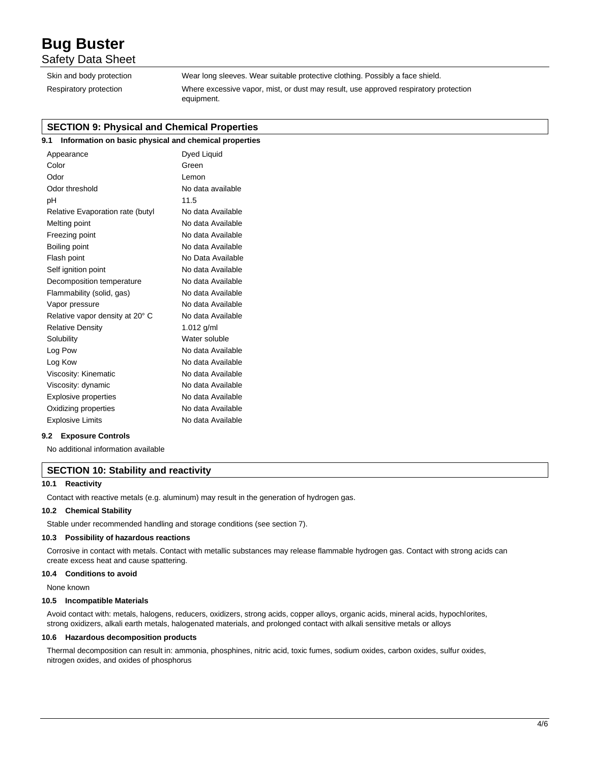| | |
|---|---|
| Skin and body protection | Wear long sleeves. Wear suitable protective clothing. Possibly a face shield. |
| Respiratory protection | Where excessive vapor, mist, or dust may result, use approved respiratory protection equipment. |

## SECTION 9: Physical and Chemical Properties

### 9.1 Information on basic physical and chemical properties

| | |
|---|---|
| Appearance | Dyed Liquid |
| Color | Green |
| Odor | Lemon |
| Odor threshold | No data available |
| pH | 11.5 |
| Relative Evaporation rate (butyl | No data Available |
| Melting point | No data Available |
| Freezing point | No data Available |
| Boiling point | No data Available |
| Flash point | No Data Available |
| Self ignition point | No data Available |
| Decomposition temperature | No data Available |
| Flammability (solid, gas) | No data Available |
| Vapor pressure | No data Available |
| Relative vapor density at 20° C | No data Available |
| Relative Density | 1.012 g/ml |
| Solubility | Water soluble |
| Log Pow | No data Available |
| Log Kow | No data Available |
| Viscosity: Kinematic | No data Available |
| Viscosity: dynamic | No data Available |
| Explosive properties | No data Available |
| Oxidizing properties | No data Available |
| Explosive Limits | No data Available |

### 9.2 Exposure Controls

No additional information available

## SECTION 10: Stability and reactivity

### 10.1 Reactivity

Contact with reactive metals (e.g. aluminum) may result in the generation of hydrogen gas.

### 10.2 Chemical Stability

Stable under recommended handling and storage conditions (see section 7).

### 10.3 Possibility of hazardous reactions

Corrosive in contact with metals. Contact with metallic substances may release flammable hydrogen gas. Contact with strong acids can create excess heat and cause spattering.

### 10.4 Conditions to avoid

None known

### 10.5 Incompatible Materials

Avoid contact with: metals, halogens, reducers, oxidizers, strong acids, copper alloys, organic acids, mineral acids, hypochlorites, strong oxidizers, alkali earth metals, halogenated materials, and prolonged contact with alkali sensitive metals or alloys

### 10.6 Hazardous decomposition products

Thermal decomposition can result in: ammonia, phosphines, nitric acid, toxic fumes, sodium oxides, carbon oxides, sulfur oxides, nitrogen oxides, and oxides of phosphorus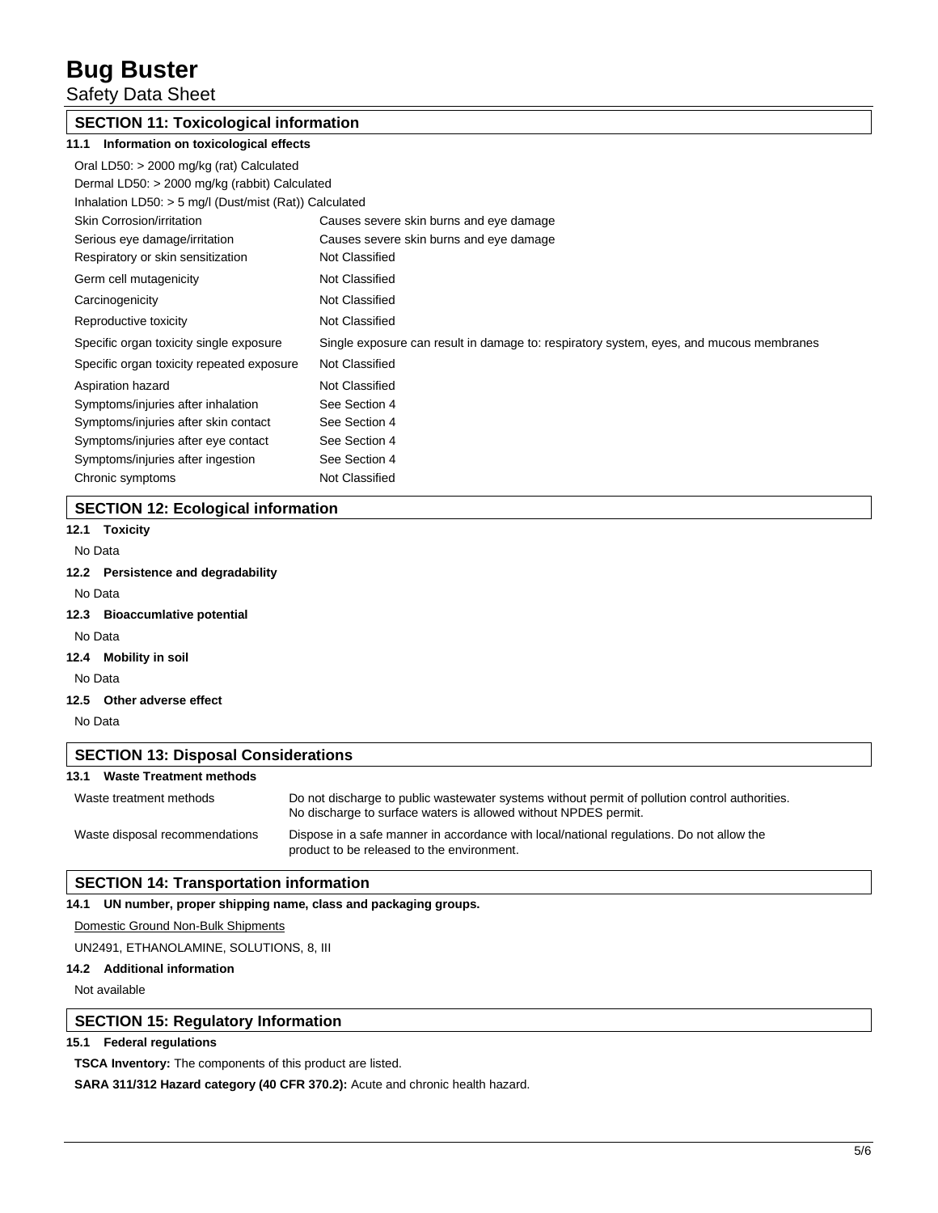## SECTION 11: Toxicological information

### 11.1 Information on toxicological effects

Oral LD50: > 2000 mg/kg (rat) Calculated
Dermal LD50: > 2000 mg/kg (rabbit) Calculated
Inhalation LD50: > 5 mg/l (Dust/mist (Rat)) Calculated

| | |
|---|---|
| Skin Corrosion/irritation | Causes severe skin burns and eye damage |
| Serious eye damage/irritation | Causes severe skin burns and eye damage |
| Respiratory or skin sensitization | Not Classified |
| Germ cell mutagenicity | Not Classified |
| Carcinogenicity | Not Classified |
| Reproductive toxicity | Not Classified |
| Specific organ toxicity single exposure | Single exposure can result in damage to: respiratory system, eyes, and mucous membranes |
| Specific organ toxicity repeated exposure | Not Classified |
| Aspiration hazard | Not Classified |
| Symptoms/injuries after inhalation | See Section 4 |
| Symptoms/injuries after skin contact | See Section 4 |
| Symptoms/injuries after eye contact | See Section 4 |
| Symptoms/injuries after ingestion | See Section 4 |
| Chronic symptoms | Not Classified |

## SECTION 12: Ecological information

### 12.1 Toxicity

No Data

### 12.2 Persistence and degradability

No Data

### 12.3 Bioaccumlative potential

No Data

### 12.4 Mobility in soil

No Data

### 12.5 Other adverse effect

No Data

## SECTION 13: Disposal Considerations

### 13.1 Waste Treatment methods

| | |
|---|---|
| Waste treatment methods | Do not discharge to public wastewater systems without permit of pollution control authorities. No discharge to surface waters is allowed without NPDES permit. |
| Waste disposal recommendations | Dispose in a safe manner in accordance with local/national regulations. Do not allow the product to be released to the environment. |

## SECTION 14: Transportation information

### 14.1 UN number, proper shipping name, class and packaging groups.

Domestic Ground Non-Bulk Shipments

UN2491, ETHANOLAMINE, SOLUTIONS, 8, III

### 14.2 Additional information

Not available

## SECTION 15: Regulatory Information

### 15.1 Federal regulations

**TSCA Inventory:** The components of this product are listed.

**SARA 311/312 Hazard category (40 CFR 370.2):** Acute and chronic health hazard.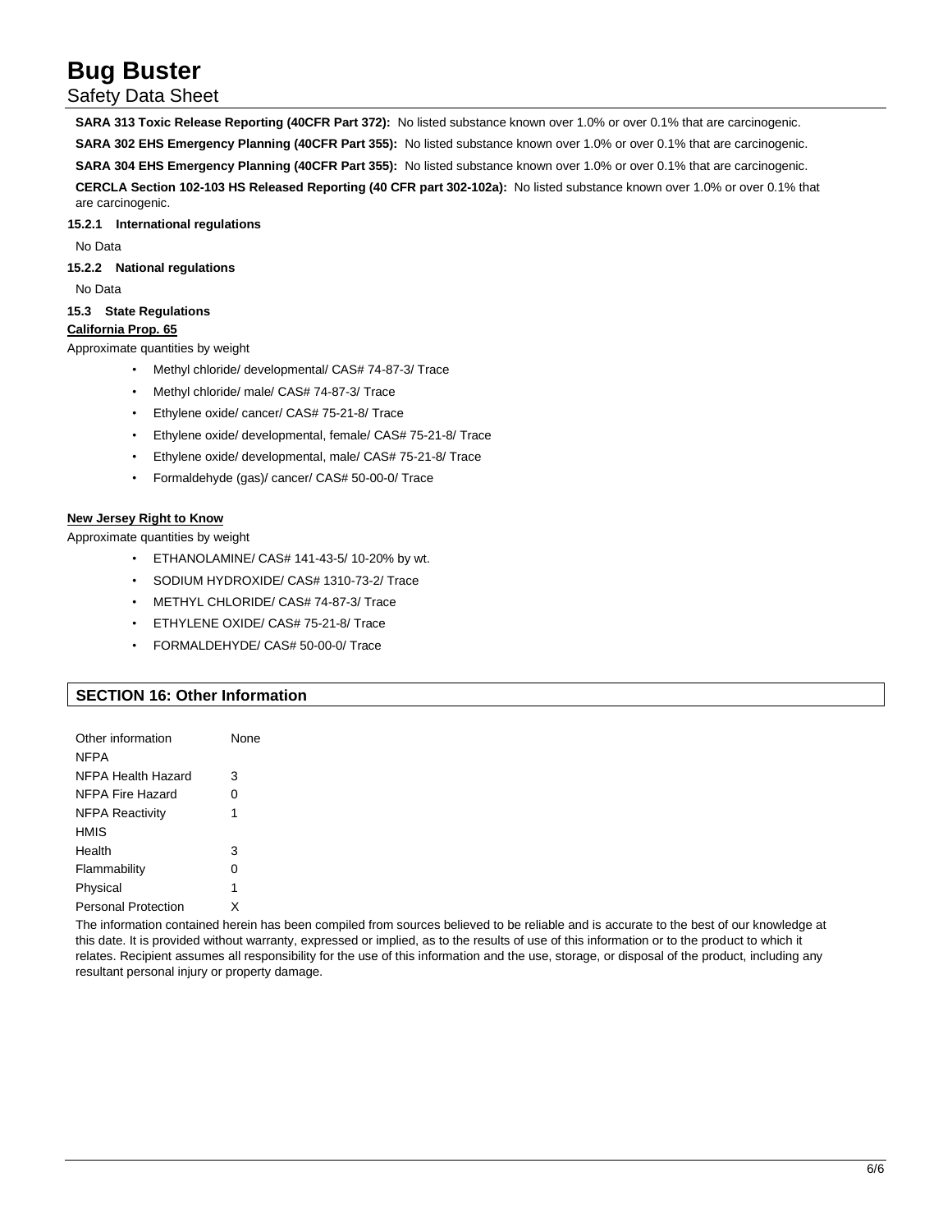**SARA 313 Toxic Release Reporting (40CFR Part 372):** No listed substance known over 1.0% or over 0.1% that are carcinogenic.

**SARA 302 EHS Emergency Planning (40CFR Part 355):** No listed substance known over 1.0% or over 0.1% that are carcinogenic.

**SARA 304 EHS Emergency Planning (40CFR Part 355):** No listed substance known over 1.0% or over 0.1% that are carcinogenic.

**CERCLA Section 102-103 HS Released Reporting (40 CFR part 302-102a):** No listed substance known over 1.0% or over 0.1% that are carcinogenic.

**15.2.1 International regulations**

No Data

**15.2.2 National regulations**

No Data

**15.3 State Regulations**

**California Prop. 65**

Approximate quantities by weight

- Methyl chloride/ developmental/ CAS# 74-87-3/ Trace
- Methyl chloride/ male/ CAS# 74-87-3/ Trace
- Ethylene oxide/ cancer/ CAS# 75-21-8/ Trace
- Ethylene oxide/ developmental, female/ CAS# 75-21-8/ Trace
- Ethylene oxide/ developmental, male/ CAS# 75-21-8/ Trace
- Formaldehyde (gas)/ cancer/ CAS# 50-00-0/ Trace

**New Jersey Right to Know**

Approximate quantities by weight

- ETHANOLAMINE/ CAS# 141-43-5/ 10-20% by wt.
- SODIUM HYDROXIDE/ CAS# 1310-73-2/ Trace
- METHYL CHLORIDE/ CAS# 74-87-3/ Trace
- ETHYLENE OXIDE/ CAS# 75-21-8/ Trace
- FORMALDEHYDE/ CAS# 50-00-0/ Trace

## SECTION 16: Other Information

| | |
|---|---|
| Other information | None |
| NFPA | |
| NFPA Health Hazard | 3 |
| NFPA Fire Hazard | 0 |
| NFPA Reactivity | 1 |
| HMIS | |
| Health | 3 |
| Flammability | 0 |
| Physical | 1 |
| Personal Protection | X |

The information contained herein has been compiled from sources believed to be reliable and is accurate to the best of our knowledge at this date. It is provided without warranty, expressed or implied, as to the results of use of this information or to the product to which it relates. Recipient assumes all responsibility for the use of this information and the use, storage, or disposal of the product, including any resultant personal injury or property damage.